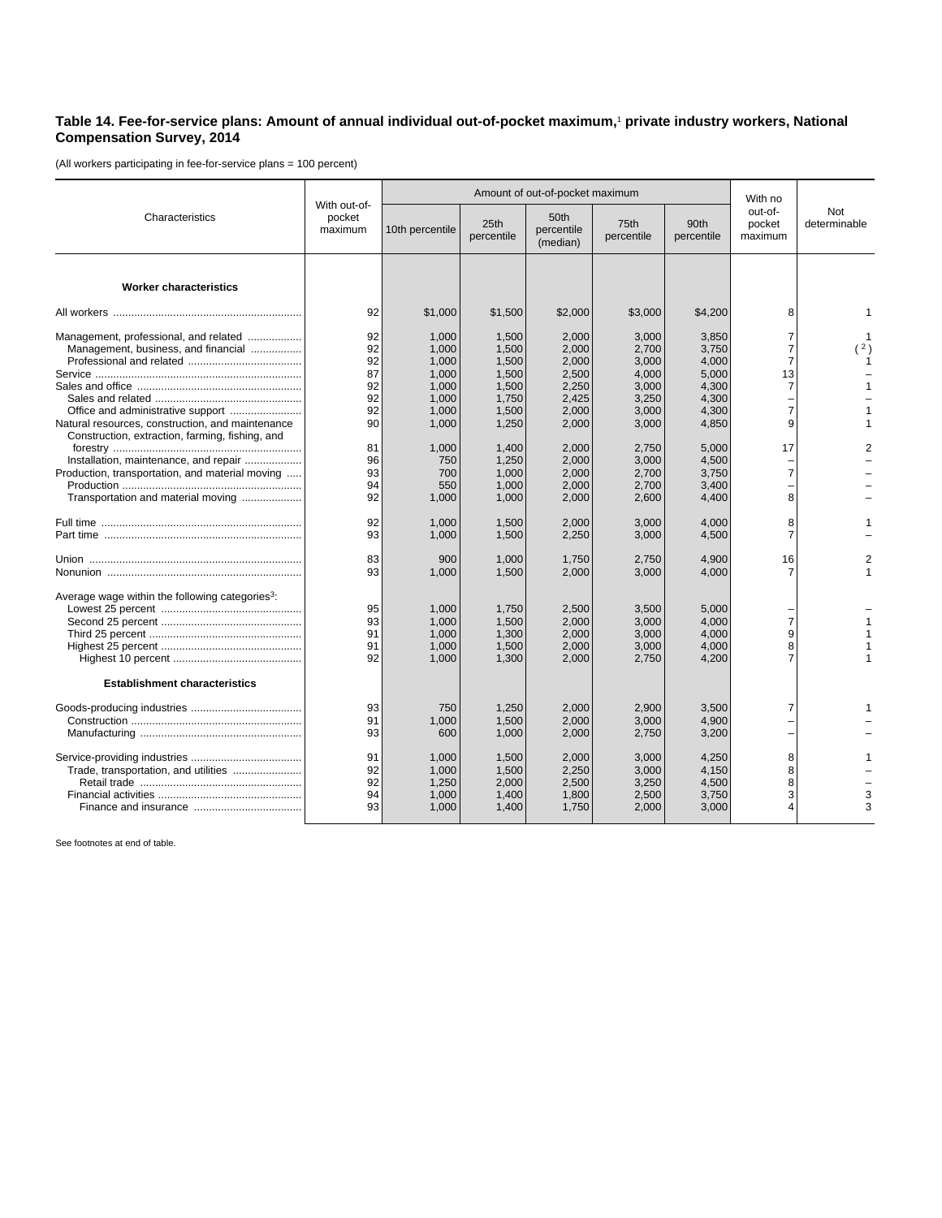**Table 14. Fee-for-service plans: Amount of annual individual out-of-pocket maximum,[1] private industry workers, National Compensation Survey, 2014**

(All workers participating in fee-for-service plans = 100 percent)

| Characteristics | With out-of-pocket maximum | Amount of out-of-pocket maximum | | | | | With no out-of-pocket maximum | Not determinable |
|---|---|---|---|---|---|---|---|---|
| | | 10th percentile | 25th percentile | 50th percentile (median) | 75th percentile | 90th percentile | | |
| **Worker characteristics** | | | | | | | | |
| All workers | 92 | $1,000 | $1,500 | $2,000 | $3,000 | $4,200 | 8 | 1 |
| Management, professional, and related | 92 | 1,000 | 1,500 | 2,000 | 3,000 | 3,850 | 7 | 1 |
| Management, business, and financial | 92 | 1,000 | 1,500 | 2,000 | 2,700 | 3,750 | 7 | ([2]) |
| Professional and related | 92 | 1,000 | 1,500 | 2,000 | 3,000 | 4,000 | 7 | 1 |
| Service | 87 | 1,000 | 1,500 | 2,500 | 4,000 | 5,000 | 13 | – |
| Sales and office | 92 | 1,000 | 1,500 | 2,250 | 3,000 | 4,300 | 7 | 1 |
| Sales and related | 92 | 1,000 | 1,750 | 2,425 | 3,250 | 4,300 | – | – |
| Office and administrative support | 92 | 1,000 | 1,500 | 2,000 | 3,000 | 4,300 | 7 | 1 |
| Natural resources, construction, and maintenance | 90 | 1,000 | 1,250 | 2,000 | 3,000 | 4,850 | 9 | 1 |
| Construction, extraction, farming, fishing, and forestry | 81 | 1,000 | 1,400 | 2,000 | 2,750 | 5,000 | 17 | 2 |
| Installation, maintenance, and repair | 96 | 750 | 1,250 | 2,000 | 3,000 | 4,500 | – | – |
| Production, transportation, and material moving | 93 | 700 | 1,000 | 2,000 | 2,700 | 3,750 | 7 | – |
| Production | 94 | 550 | 1,000 | 2,000 | 2,700 | 3,400 | – | – |
| Transportation and material moving | 92 | 1,000 | 1,000 | 2,000 | 2,600 | 4,400 | 8 | – |
| Full time | 92 | 1,000 | 1,500 | 2,000 | 3,000 | 4,000 | 8 | 1 |
| Part time | 93 | 1,000 | 1,500 | 2,250 | 3,000 | 4,500 | 7 | – |
| Union | 83 | 900 | 1,000 | 1,750 | 2,750 | 4,900 | 16 | 2 |
| Nonunion | 93 | 1,000 | 1,500 | 2,000 | 3,000 | 4,000 | 7 | 1 |
| Average wage within the following categories[3]: | | | | | | | | |
| Lowest 25 percent | 95 | 1,000 | 1,750 | 2,500 | 3,500 | 5,000 | – | – |
| Second 25 percent | 93 | 1,000 | 1,500 | 2,000 | 3,000 | 4,000 | 7 | 1 |
| Third 25 percent | 91 | 1,000 | 1,300 | 2,000 | 3,000 | 4,000 | 9 | 1 |
| Highest 25 percent | 91 | 1,000 | 1,500 | 2,000 | 3,000 | 4,000 | 8 | 1 |
| Highest 10 percent | 92 | 1,000 | 1,300 | 2,000 | 2,750 | 4,200 | 7 | 1 |
| **Establishment characteristics** | | | | | | | | |
| Goods-producing industries | 93 | 750 | 1,250 | 2,000 | 2,900 | 3,500 | 7 | 1 |
| Construction | 91 | 1,000 | 1,500 | 2,000 | 3,000 | 4,900 | – | – |
| Manufacturing | 93 | 600 | 1,000 | 2,000 | 2,750 | 3,200 | – | – |
| Service-providing industries | 91 | 1,000 | 1,500 | 2,000 | 3,000 | 4,250 | 8 | 1 |
| Trade, transportation, and utilities | 92 | 1,000 | 1,500 | 2,250 | 3,000 | 4,150 | 8 | – |
| Retail trade | 92 | 1,250 | 2,000 | 2,500 | 3,250 | 4,500 | 8 | – |
| Financial activities | 94 | 1,000 | 1,400 | 1,800 | 2,500 | 3,750 | 3 | 3 |
| Finance and insurance | 93 | 1,000 | 1,400 | 1,750 | 2,000 | 3,000 | 4 | 3 |

See footnotes at end of table.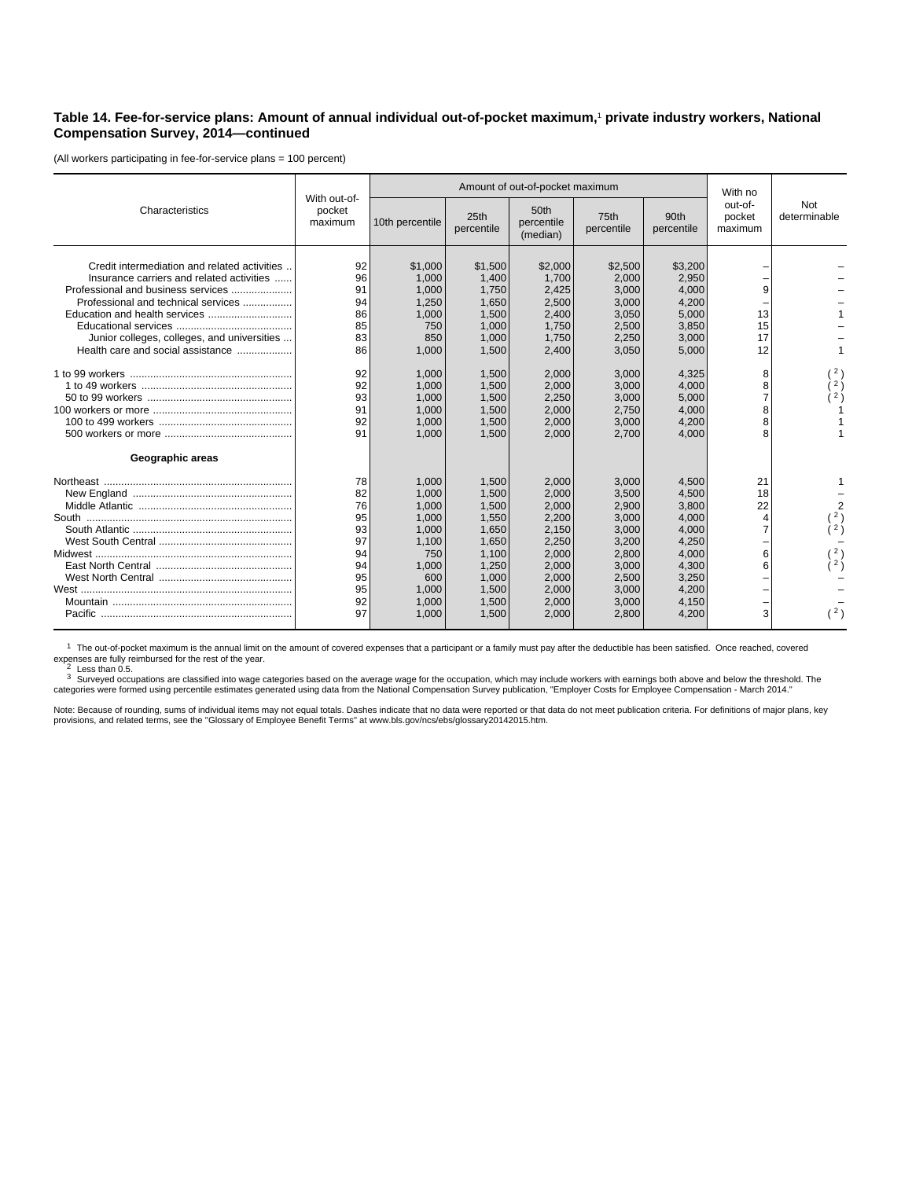**Table 14. Fee-for-service plans: Amount of annual individual out-of-pocket maximum,[1] private industry workers, National Compensation Survey, 2014—continued**

(All workers participating in fee-for-service plans = 100 percent)

| Characteristics | With out-of-pocket maximum | Amount of out-of-pocket maximum | | | | | With no out-of-pocket maximum | Not determinable |
|---|---|---|---|---|---|---|---|---|
| | | 10th percentile | 25th percentile | 50th percentile (median) | 75th percentile | 90th percentile | | |
| Credit intermediation and related activities | 92 | $1,000 | $1,500 | $2,000 | $2,500 | $3,200 | – | – |
| Insurance carriers and related activities | 96 | 1,000 | 1,400 | 1,700 | 2,000 | 2,950 | – | – |
| Professional and business services | 91 | 1,000 | 1,750 | 2,425 | 3,000 | 4,000 | 9 | – |
| Professional and technical services | 94 | 1,250 | 1,650 | 2,500 | 3,000 | 4,200 | – | – |
| Education and health services | 86 | 1,000 | 1,500 | 2,400 | 3,050 | 5,000 | 13 | 1 |
| Educational services | 85 | 750 | 1,000 | 1,750 | 2,500 | 3,850 | 15 | – |
| Junior colleges, colleges, and universities | 83 | 850 | 1,000 | 1,750 | 2,250 | 3,000 | 17 | – |
| Health care and social assistance | 86 | 1,000 | 1,500 | 2,400 | 3,050 | 5,000 | 12 | 1 |
| 1 to 99 workers | 92 | 1,000 | 1,500 | 2,000 | 3,000 | 4,325 | 8 | (2) |
| 1 to 49 workers | 92 | 1,000 | 1,500 | 2,000 | 3,000 | 4,000 | 8 | (2) |
| 50 to 99 workers | 93 | 1,000 | 1,500 | 2,250 | 3,000 | 5,000 | 7 | (2) |
| 100 workers or more | 91 | 1,000 | 1,500 | 2,000 | 2,750 | 4,000 | 8 | 1 |
| 100 to 499 workers | 92 | 1,000 | 1,500 | 2,000 | 3,000 | 4,200 | 8 | 1 |
| 500 workers or more | 91 | 1,000 | 1,500 | 2,000 | 2,700 | 4,000 | 8 | 1 |
| **Geographic areas** | | | | | | | | |
| Northeast | 78 | 1,000 | 1,500 | 2,000 | 3,000 | 4,500 | 21 | 1 |
| New England | 82 | 1,000 | 1,500 | 2,000 | 3,500 | 4,500 | 18 | – |
| Middle Atlantic | 76 | 1,000 | 1,500 | 2,000 | 2,900 | 3,800 | 22 | 2 |
| South | 95 | 1,000 | 1,550 | 2,200 | 3,000 | 4,000 | 4 | (2) |
| South Atlantic | 93 | 1,000 | 1,650 | 2,150 | 3,000 | 4,000 | 7 | (2) |
| West South Central | 97 | 1,100 | 1,650 | 2,250 | 3,200 | 4,250 | – | – |
| Midwest | 94 | 750 | 1,100 | 2,000 | 2,800 | 4,000 | 6 | (2) |
| East North Central | 94 | 1,000 | 1,250 | 2,000 | 3,000 | 4,300 | 6 | (2) |
| West North Central | 95 | 600 | 1,000 | 2,000 | 2,500 | 3,250 | – | – |
| West | 95 | 1,000 | 1,500 | 2,000 | 3,000 | 4,200 | – | – |
| Mountain | 92 | 1,000 | 1,500 | 2,000 | 3,000 | 4,150 | – | – |
| Pacific | 97 | 1,000 | 1,500 | 2,000 | 2,800 | 4,200 | 3 | (2) |

[1] The out-of-pocket maximum is the annual limit on the amount of covered expenses that a participant or a family must pay after the deductible has been satisfied. Once reached, covered expenses are fully reimbursed for the rest of the year.

[2] Less than 0.5.

[3] Surveyed occupations are classified into wage categories based on the average wage for the occupation, which may include workers with earnings both above and below the threshold. The categories were formed using percentile estimates generated using data from the National Compensation Survey publication, "Employer Costs for Employee Compensation - March 2014."

Note: Because of rounding, sums of individual items may not equal totals. Dashes indicate that no data were reported or that data do not meet publication criteria. For definitions of major plans, key provisions, and related terms, see the "Glossary of Employee Benefit Terms" at www.bls.gov/ncs/ebs/glossary20142015.htm.